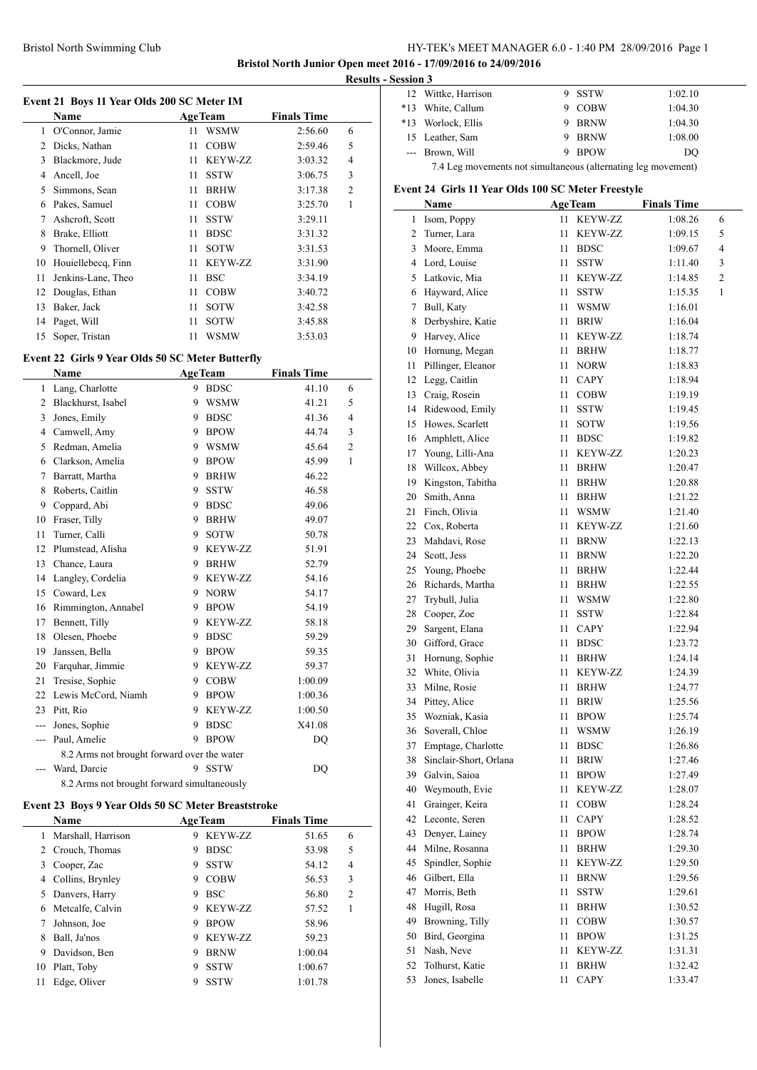**Bristol North Junior Open meet 2016 - 17/09/2016 to 24/09/2016**

**Results - Session 3**

### Event 21 Boys 11 Year Olds 200 SC Meter IM

| | Name | Age | Team | Finals Time | |
|---|---|---|---|---|---|
| 1 | O'Connor, Jamie | 11 | WSMW | 2:56.60 | 6 |
| 2 | Dicks, Nathan | 11 | COBW | 2:59.46 | 5 |
| 3 | Blackmore, Jude | 11 | KEYW-ZZ | 3:03.32 | 4 |
| 4 | Ancell, Joe | 11 | SSTW | 3:06.75 | 3 |
| 5 | Simmons, Sean | 11 | BRHW | 3:17.38 | 2 |
| 6 | Pakes, Samuel | 11 | COBW | 3:25.70 | 1 |
| 7 | Ashcroft, Scott | 11 | SSTW | 3:29.11 | |
| 8 | Brake, Elliott | 11 | BDSC | 3:31.32 | |
| 9 | Thornell, Oliver | 11 | SOTW | 3:31.53 | |
| 10 | Houiellebecq, Finn | 11 | KEYW-ZZ | 3:31.90 | |
| 11 | Jenkins-Lane, Theo | 11 | BSC | 3:34.19 | |
| 12 | Douglas, Ethan | 11 | COBW | 3:40.72 | |
| 13 | Baker, Jack | 11 | SOTW | 3:42.58 | |
| 14 | Paget, Will | 11 | SOTW | 3:45.88 | |
| 15 | Soper, Tristan | 11 | WSMW | 3:53.03 | |

### Event 22 Girls 9 Year Olds 50 SC Meter Butterfly

| | Name | Age | Team | Finals Time | |
|---|---|---|---|---|---|
| 1 | Lang, Charlotte | 9 | BDSC | 41.10 | 6 |
| 2 | Blackhurst, Isabel | 9 | WSMW | 41.21 | 5 |
| 3 | Jones, Emily | 9 | BDSC | 41.36 | 4 |
| 4 | Camwell, Amy | 9 | BPOW | 44.74 | 3 |
| 5 | Redman, Amelia | 9 | WSMW | 45.64 | 2 |
| 6 | Clarkson, Amelia | 9 | BPOW | 45.99 | 1 |
| 7 | Barratt, Martha | 9 | BRHW | 46.22 | |
| 8 | Roberts, Caitlin | 9 | SSTW | 46.58 | |
| 9 | Coppard, Abi | 9 | BDSC | 49.06 | |
| 10 | Fraser, Tilly | 9 | BRHW | 49.07 | |
| 11 | Turner, Calli | 9 | SOTW | 50.78 | |
| 12 | Plumstead, Alisha | 9 | KEYW-ZZ | 51.91 | |
| 13 | Chance, Laura | 9 | BRHW | 52.79 | |
| 14 | Langley, Cordelia | 9 | KEYW-ZZ | 54.16 | |
| 15 | Coward, Lex | 9 | NORW | 54.17 | |
| 16 | Rimmington, Annabel | 9 | BPOW | 54.19 | |
| 17 | Bennett, Tilly | 9 | KEYW-ZZ | 58.18 | |
| 18 | Olesen, Phoebe | 9 | BDSC | 59.29 | |
| 19 | Janssen, Bella | 9 | BPOW | 59.35 | |
| 20 | Farquhar, Jimmie | 9 | KEYW-ZZ | 59.37 | |
| 21 | Tresise, Sophie | 9 | COBW | 1:00.09 | |
| 22 | Lewis McCord, Niamh | 9 | BPOW | 1:00.36 | |
| 23 | Pitt, Rio | 9 | KEYW-ZZ | 1:00.50 | |
| --- | Jones, Sophie | 9 | BDSC | X41.08 | |
| --- | Paul, Amelie | 9 | BPOW | DQ | |
| | 8.2 Arms not brought forward over the water | | | | |
| --- | Ward, Darcie | 9 | SSTW | DQ | |
| | 8.2 Arms not brought forward simultaneously | | | | |

### Event 23 Boys 9 Year Olds 50 SC Meter Breaststroke

| | Name | Age | Team | Finals Time | |
|---|---|---|---|---|---|
| 1 | Marshall, Harrison | 9 | KEYW-ZZ | 51.65 | 6 |
| 2 | Crouch, Thomas | 9 | BDSC | 53.98 | 5 |
| 3 | Cooper, Zac | 9 | SSTW | 54.12 | 4 |
| 4 | Collins, Brynley | 9 | COBW | 56.53 | 3 |
| 5 | Danvers, Harry | 9 | BSC | 56.80 | 2 |
| 6 | Metcalfe, Calvin | 9 | KEYW-ZZ | 57.52 | 1 |
| 7 | Johnson, Joe | 9 | BPOW | 58.96 | |
| 8 | Ball, Ja'nos | 9 | KEYW-ZZ | 59.23 | |
| 9 | Davidson, Ben | 9 | BRNW | 1:00.04 | |
| 10 | Platt, Toby | 9 | SSTW | 1:00.67 | |
| 11 | Edge, Oliver | 9 | SSTW | 1:01.78 | |
| 12 | Wittke, Harrison | 9 | SSTW | 1:02.10 | |
| *13 | White, Callum | 9 | COBW | 1:04.30 | |
| *13 | Worlock, Ellis | 9 | BRNW | 1:04.30 | |
| 15 | Leather, Sam | 9 | BRNW | 1:08.00 | |
| --- | Brown, Will | 9 | BPOW | DQ | |
| | 7.4 Leg movements not simultaneous (alternating leg movement) | | | | |

### Event 24 Girls 11 Year Olds 100 SC Meter Freestyle

| | Name | Age | Team | Finals Time | |
|---|---|---|---|---|---|
| 1 | Isom, Poppy | 11 | KEYW-ZZ | 1:08.26 | 6 |
| 2 | Turner, Lara | 11 | KEYW-ZZ | 1:09.15 | 5 |
| 3 | Moore, Emma | 11 | BDSC | 1:09.67 | 4 |
| 4 | Lord, Louise | 11 | SSTW | 1:11.40 | 3 |
| 5 | Latkovic, Mia | 11 | KEYW-ZZ | 1:14.85 | 2 |
| 6 | Hayward, Alice | 11 | SSTW | 1:15.35 | 1 |
| 7 | Bull, Katy | 11 | WSMW | 1:16.01 | |
| 8 | Derbyshire, Katie | 11 | BRIW | 1:16.04 | |
| 9 | Harvey, Alice | 11 | KEYW-ZZ | 1:18.74 | |
| 10 | Hornung, Megan | 11 | BRHW | 1:18.77 | |
| 11 | Pillinger, Eleanor | 11 | NORW | 1:18.83 | |
| 12 | Legg, Caitlin | 11 | CAPY | 1:18.94 | |
| 13 | Craig, Rosein | 11 | COBW | 1:19.19 | |
| 14 | Ridewood, Emily | 11 | SSTW | 1:19.45 | |
| 15 | Howes, Scarlett | 11 | SOTW | 1:19.56 | |
| 16 | Amphlett, Alice | 11 | BDSC | 1:19.82 | |
| 17 | Young, Lilli-Ana | 11 | KEYW-ZZ | 1:20.23 | |
| 18 | Willcox, Abbey | 11 | BRHW | 1:20.47 | |
| 19 | Kingston, Tabitha | 11 | BRHW | 1:20.88 | |
| 20 | Smith, Anna | 11 | BRHW | 1:21.22 | |
| 21 | Finch, Olivia | 11 | WSMW | 1:21.40 | |
| 22 | Cox, Roberta | 11 | KEYW-ZZ | 1:21.60 | |
| 23 | Mahdavi, Rose | 11 | BRNW | 1:22.13 | |
| 24 | Scott, Jess | 11 | BRNW | 1:22.20 | |
| 25 | Young, Phoebe | 11 | BRHW | 1:22.44 | |
| 26 | Richards, Martha | 11 | BRHW | 1:22.55 | |
| 27 | Trybull, Julia | 11 | WSMW | 1:22.80 | |
| 28 | Cooper, Zoe | 11 | SSTW | 1:22.84 | |
| 29 | Sargent, Elana | 11 | CAPY | 1:22.94 | |
| 30 | Gifford, Grace | 11 | BDSC | 1:23.72 | |
| 31 | Hornung, Sophie | 11 | BRHW | 1:24.14 | |
| 32 | White, Olivia | 11 | KEYW-ZZ | 1:24.39 | |
| 33 | Milne, Rosie | 11 | BRHW | 1:24.77 | |
| 34 | Pittey, Alice | 11 | BRIW | 1:25.56 | |
| 35 | Wozniak, Kasia | 11 | BPOW | 1:25.74 | |
| 36 | Soverall, Chloe | 11 | WSMW | 1:26.19 | |
| 37 | Emptage, Charlotte | 11 | BDSC | 1:26.86 | |
| 38 | Sinclair-Short, Orlana | 11 | BRIW | 1:27.46 | |
| 39 | Galvin, Saioa | 11 | BPOW | 1:27.49 | |
| 40 | Weymouth, Evie | 11 | KEYW-ZZ | 1:28.07 | |
| 41 | Grainger, Keira | 11 | COBW | 1:28.24 | |
| 42 | Leconte, Seren | 11 | CAPY | 1:28.52 | |
| 43 | Denyer, Lainey | 11 | BPOW | 1:28.74 | |
| 44 | Milne, Rosanna | 11 | BRHW | 1:29.30 | |
| 45 | Spindler, Sophie | 11 | KEYW-ZZ | 1:29.50 | |
| 46 | Gilbert, Ella | 11 | BRNW | 1:29.56 | |
| 47 | Morris, Beth | 11 | SSTW | 1:29.61 | |
| 48 | Hugill, Rosa | 11 | BRHW | 1:30.52 | |
| 49 | Browning, Tilly | 11 | COBW | 1:30.57 | |
| 50 | Bird, Georgina | 11 | BPOW | 1:31.25 | |
| 51 | Nash, Neve | 11 | KEYW-ZZ | 1:31.31 | |
| 52 | Tolhurst, Katie | 11 | BRHW | 1:32.42 | |
| 53 | Jones, Isabelle | 11 | CAPY | 1:33.47 | |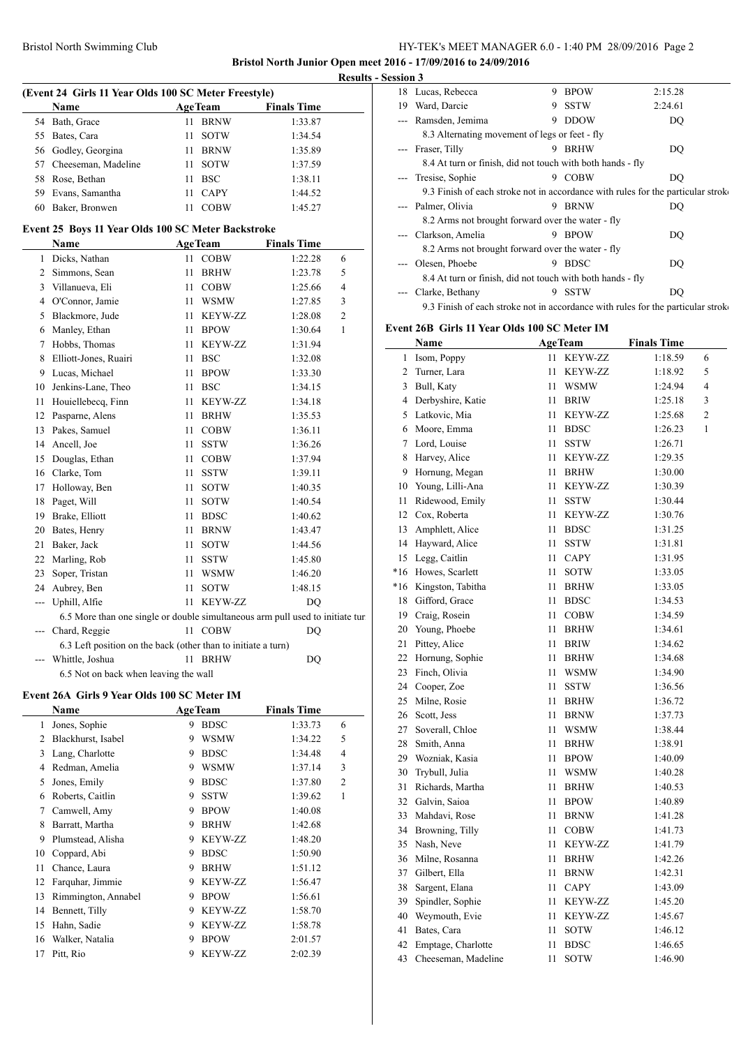**Bristol North Junior Open meet 2016 - 17/09/2016 to 24/09/2016**

**Results - Session 3**

### (Event 24 Girls 11 Year Olds 100 SC Meter Freestyle)

| | Name | Age | Team | Finals Time | |
|---|---|---|---|---|---|
| 54 | Bath, Grace | 11 | BRNW | 1:33.87 | |
| 55 | Bates, Cara | 11 | SOTW | 1:34.54 | |
| 56 | Godley, Georgina | 11 | BRNW | 1:35.89 | |
| 57 | Cheeseman, Madeline | 11 | SOTW | 1:37.59 | |
| 58 | Rose, Bethan | 11 | BSC | 1:38.11 | |
| 59 | Evans, Samantha | 11 | CAPY | 1:44.52 | |
| 60 | Baker, Bronwen | 11 | COBW | 1:45.27 | |

### Event 25 Boys 11 Year Olds 100 SC Meter Backstroke

| | Name | Age | Team | Finals Time | |
|---|---|---|---|---|---|
| 1 | Dicks, Nathan | 11 | COBW | 1:22.28 | 6 |
| 2 | Simmons, Sean | 11 | BRHW | 1:23.78 | 5 |
| 3 | Villanueva, Eli | 11 | COBW | 1:25.66 | 4 |
| 4 | O'Connor, Jamie | 11 | WSMW | 1:27.85 | 3 |
| 5 | Blackmore, Jude | 11 | KEYW-ZZ | 1:28.08 | 2 |
| 6 | Manley, Ethan | 11 | BPOW | 1:30.64 | 1 |
| 7 | Hobbs, Thomas | 11 | KEYW-ZZ | 1:31.94 | |
| 8 | Elliott-Jones, Ruairi | 11 | BSC | 1:32.08 | |
| 9 | Lucas, Michael | 11 | BPOW | 1:33.30 | |
| 10 | Jenkins-Lane, Theo | 11 | BSC | 1:34.15 | |
| 11 | Houiellebecq, Finn | 11 | KEYW-ZZ | 1:34.18 | |
| 12 | Pasparne, Alens | 11 | BRHW | 1:35.53 | |
| 13 | Pakes, Samuel | 11 | COBW | 1:36.11 | |
| 14 | Ancell, Joe | 11 | SSTW | 1:36.26 | |
| 15 | Douglas, Ethan | 11 | COBW | 1:37.94 | |
| 16 | Clarke, Tom | 11 | SSTW | 1:39.11 | |
| 17 | Holloway, Ben | 11 | SOTW | 1:40.35 | |
| 18 | Paget, Will | 11 | SOTW | 1:40.54 | |
| 19 | Brake, Elliott | 11 | BDSC | 1:40.62 | |
| 20 | Bates, Henry | 11 | BRNW | 1:43.47 | |
| 21 | Baker, Jack | 11 | SOTW | 1:44.56 | |
| 22 | Marling, Rob | 11 | SSTW | 1:45.80 | |
| 23 | Soper, Tristan | 11 | WSMW | 1:46.20 | |
| 24 | Aubrey, Ben | 11 | SOTW | 1:48.15 | |
| --- | Uphill, Alfie | 11 | KEYW-ZZ | DQ | |
| | 6.5 More than one single or double simultaneous arm pull used to initiate tur | | | | |
| --- | Chard, Reggie | 11 | COBW | DQ | |
| | 6.3 Left position on the back (other than to initiate a turn) | | | | |
| --- | Whittle, Joshua | 11 | BRHW | DQ | |
| | 6.5 Not on back when leaving the wall | | | | |

### Event 26A Girls 9 Year Olds 100 SC Meter IM

| | Name | Age | Team | Finals Time | |
|---|---|---|---|---|---|
| 1 | Jones, Sophie | 9 | BDSC | 1:33.73 | 6 |
| 2 | Blackhurst, Isabel | 9 | WSMW | 1:34.22 | 5 |
| 3 | Lang, Charlotte | 9 | BDSC | 1:34.48 | 4 |
| 4 | Redman, Amelia | 9 | WSMW | 1:37.14 | 3 |
| 5 | Jones, Emily | 9 | BDSC | 1:37.80 | 2 |
| 6 | Roberts, Caitlin | 9 | SSTW | 1:39.62 | 1 |
| 7 | Camwell, Amy | 9 | BPOW | 1:40.08 | |
| 8 | Barratt, Martha | 9 | BRHW | 1:42.68 | |
| 9 | Plumstead, Alisha | 9 | KEYW-ZZ | 1:48.20 | |
| 10 | Coppard, Abi | 9 | BDSC | 1:50.90 | |
| 11 | Chance, Laura | 9 | BRHW | 1:51.12 | |
| 12 | Farquhar, Jimmie | 9 | KEYW-ZZ | 1:56.47 | |
| 13 | Rimmington, Annabel | 9 | BPOW | 1:56.61 | |
| 14 | Bennett, Tilly | 9 | KEYW-ZZ | 1:58.70 | |
| 15 | Hahn, Sadie | 9 | KEYW-ZZ | 1:58.78 | |
| 16 | Walker, Natalia | 9 | BPOW | 2:01.57 | |
| 17 | Pitt, Rio | 9 | KEYW-ZZ | 2:02.39 | |
| 18 | Lucas, Rebecca | 9 | BPOW | 2:15.28 | |
| 19 | Ward, Darcie | 9 | SSTW | 2:24.61 | |
| --- | Ramsden, Jemima | 9 | DDOW | DQ | |
| | 8.3 Alternating movement of legs or feet - fly | | | | |
| --- | Fraser, Tilly | 9 | BRHW | DQ | |
| | 8.4 At turn or finish, did not touch with both hands - fly | | | | |
| --- | Tresise, Sophie | 9 | COBW | DQ | |
| | 9.3 Finish of each stroke not in accordance with rules for the particular strok | | | | |
| --- | Palmer, Olivia | 9 | BRNW | DQ | |
| | 8.2 Arms not brought forward over the water - fly | | | | |
| --- | Clarkson, Amelia | 9 | BPOW | DQ | |
| | 8.2 Arms not brought forward over the water - fly | | | | |
| --- | Olesen, Phoebe | 9 | BDSC | DQ | |
| | 8.4 At turn or finish, did not touch with both hands - fly | | | | |
| --- | Clarke, Bethany | 9 | SSTW | DQ | |
| | 9.3 Finish of each stroke not in accordance with rules for the particular strok | | | | |

### Event 26B Girls 11 Year Olds 100 SC Meter IM

| | Name | Age | Team | Finals Time | |
|---|---|---|---|---|---|
| 1 | Isom, Poppy | 11 | KEYW-ZZ | 1:18.59 | 6 |
| 2 | Turner, Lara | 11 | KEYW-ZZ | 1:18.92 | 5 |
| 3 | Bull, Katy | 11 | WSMW | 1:24.94 | 4 |
| 4 | Derbyshire, Katie | 11 | BRIW | 1:25.18 | 3 |
| 5 | Latkovic, Mia | 11 | KEYW-ZZ | 1:25.68 | 2 |
| 6 | Moore, Emma | 11 | BDSC | 1:26.23 | 1 |
| 7 | Lord, Louise | 11 | SSTW | 1:26.71 | |
| 8 | Harvey, Alice | 11 | KEYW-ZZ | 1:29.35 | |
| 9 | Hornung, Megan | 11 | BRHW | 1:30.00 | |
| 10 | Young, Lilli-Ana | 11 | KEYW-ZZ | 1:30.39 | |
| 11 | Ridewood, Emily | 11 | SSTW | 1:30.44 | |
| 12 | Cox, Roberta | 11 | KEYW-ZZ | 1:30.76 | |
| 13 | Amphlett, Alice | 11 | BDSC | 1:31.25 | |
| 14 | Hayward, Alice | 11 | SSTW | 1:31.81 | |
| 15 | Legg, Caitlin | 11 | CAPY | 1:31.95 | |
| *16 | Howes, Scarlett | 11 | SOTW | 1:33.05 | |
| *16 | Kingston, Tabitha | 11 | BRHW | 1:33.05 | |
| 18 | Gifford, Grace | 11 | BDSC | 1:34.53 | |
| 19 | Craig, Rosein | 11 | COBW | 1:34.59 | |
| 20 | Young, Phoebe | 11 | BRHW | 1:34.61 | |
| 21 | Pittey, Alice | 11 | BRIW | 1:34.62 | |
| 22 | Hornung, Sophie | 11 | BRHW | 1:34.68 | |
| 23 | Finch, Olivia | 11 | WSMW | 1:34.90 | |
| 24 | Cooper, Zoe | 11 | SSTW | 1:36.56 | |
| 25 | Milne, Rosie | 11 | BRHW | 1:36.72 | |
| 26 | Scott, Jess | 11 | BRNW | 1:37.73 | |
| 27 | Soverall, Chloe | 11 | WSMW | 1:38.44 | |
| 28 | Smith, Anna | 11 | BRHW | 1:38.91 | |
| 29 | Wozniak, Kasia | 11 | BPOW | 1:40.09 | |
| 30 | Trybull, Julia | 11 | WSMW | 1:40.28 | |
| 31 | Richards, Martha | 11 | BRHW | 1:40.53 | |
| 32 | Galvin, Saioa | 11 | BPOW | 1:40.89 | |
| 33 | Mahdavi, Rose | 11 | BRNW | 1:41.28 | |
| 34 | Browning, Tilly | 11 | COBW | 1:41.73 | |
| 35 | Nash, Neve | 11 | KEYW-ZZ | 1:41.79 | |
| 36 | Milne, Rosanna | 11 | BRHW | 1:42.26 | |
| 37 | Gilbert, Ella | 11 | BRNW | 1:42.31 | |
| 38 | Sargent, Elana | 11 | CAPY | 1:43.09 | |
| 39 | Spindler, Sophie | 11 | KEYW-ZZ | 1:45.20 | |
| 40 | Weymouth, Evie | 11 | KEYW-ZZ | 1:45.67 | |
| 41 | Bates, Cara | 11 | SOTW | 1:46.12 | |
| 42 | Emptage, Charlotte | 11 | BDSC | 1:46.65 | |
| 43 | Cheeseman, Madeline | 11 | SOTW | 1:46.90 | |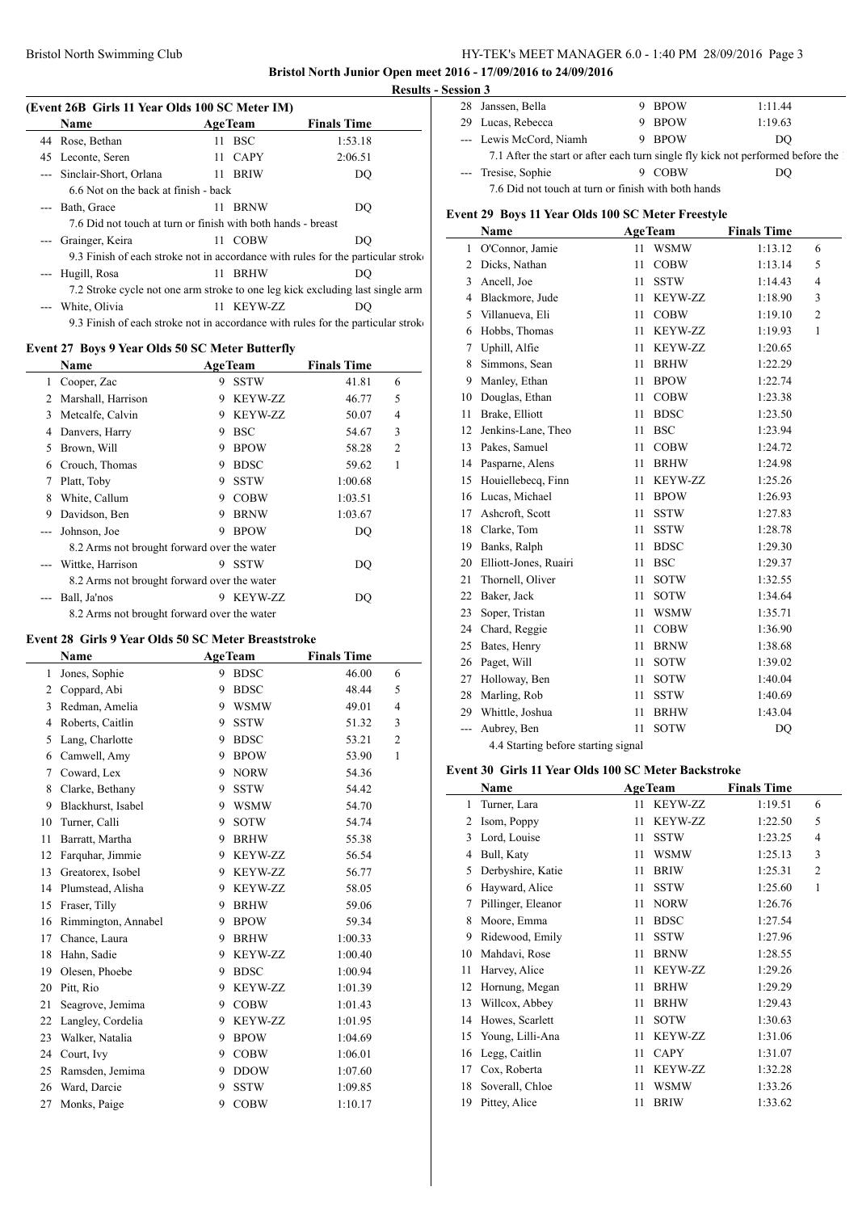**Bristol North Junior Open meet 2016 - 17/09/2016 to 24/09/2016**

**Results - Session 3**

### (Event 26B Girls 11 Year Olds 100 SC Meter IM)

| | Name | Age | Team | Finals Time | |
|---|---|---|---|---|---|
| 44 | Rose, Bethan | 11 | BSC | 1:53.18 | |
| 45 | Leconte, Seren | 11 | CAPY | 2:06.51 | |
| --- | Sinclair-Short, Orlana | 11 | BRIW | DQ | |
| | 6.6 Not on the back at finish - back | | | | |
| --- | Bath, Grace | 11 | BRNW | DQ | |
| | 7.6 Did not touch at turn or finish with both hands - breast | | | | |
| --- | Grainger, Keira | 11 | COBW | DQ | |
| | 9.3 Finish of each stroke not in accordance with rules for the particular strok | | | | |
| --- | Hugill, Rosa | 11 | BRHW | DQ | |
| | 7.2 Stroke cycle not one arm stroke to one leg kick excluding last single arm | | | | |
| --- | White, Olivia | 11 | KEYW-ZZ | DQ | |
| | 9.3 Finish of each stroke not in accordance with rules for the particular strok | | | | |

### Event 27 Boys 9 Year Olds 50 SC Meter Butterfly

| | Name | Age | Team | Finals Time | |
|---|---|---|---|---|---|
| 1 | Cooper, Zac | 9 | SSTW | 41.81 | 6 |
| 2 | Marshall, Harrison | 9 | KEYW-ZZ | 46.77 | 5 |
| 3 | Metcalfe, Calvin | 9 | KEYW-ZZ | 50.07 | 4 |
| 4 | Danvers, Harry | 9 | BSC | 54.67 | 3 |
| 5 | Brown, Will | 9 | BPOW | 58.28 | 2 |
| 6 | Crouch, Thomas | 9 | BDSC | 59.62 | 1 |
| 7 | Platt, Toby | 9 | SSTW | 1:00.68 | |
| 8 | White, Callum | 9 | COBW | 1:03.51 | |
| 9 | Davidson, Ben | 9 | BRNW | 1:03.67 | |
| --- | Johnson, Joe | 9 | BPOW | DQ | |
| | 8.2 Arms not brought forward over the water | | | | |
| --- | Wittke, Harrison | 9 | SSTW | DQ | |
| | 8.2 Arms not brought forward over the water | | | | |
| --- | Ball, Ja'nos | 9 | KEYW-ZZ | DQ | |
| | 8.2 Arms not brought forward over the water | | | | |

### Event 28 Girls 9 Year Olds 50 SC Meter Breaststroke

| | Name | Age | Team | Finals Time | |
|---|---|---|---|---|---|
| 1 | Jones, Sophie | 9 | BDSC | 46.00 | 6 |
| 2 | Coppard, Abi | 9 | BDSC | 48.44 | 5 |
| 3 | Redman, Amelia | 9 | WSMW | 49.01 | 4 |
| 4 | Roberts, Caitlin | 9 | SSTW | 51.32 | 3 |
| 5 | Lang, Charlotte | 9 | BDSC | 53.21 | 2 |
| 6 | Camwell, Amy | 9 | BPOW | 53.90 | 1 |
| 7 | Coward, Lex | 9 | NORW | 54.36 | |
| 8 | Clarke, Bethany | 9 | SSTW | 54.42 | |
| 9 | Blackhurst, Isabel | 9 | WSMW | 54.70 | |
| 10 | Turner, Calli | 9 | SOTW | 54.74 | |
| 11 | Barratt, Martha | 9 | BRHW | 55.38 | |
| 12 | Farquhar, Jimmie | 9 | KEYW-ZZ | 56.54 | |
| 13 | Greatorex, Isobel | 9 | KEYW-ZZ | 56.77 | |
| 14 | Plumstead, Alisha | 9 | KEYW-ZZ | 58.05 | |
| 15 | Fraser, Tilly | 9 | BRHW | 59.06 | |
| 16 | Rimmington, Annabel | 9 | BPOW | 59.34 | |
| 17 | Chance, Laura | 9 | BRHW | 1:00.33 | |
| 18 | Hahn, Sadie | 9 | KEYW-ZZ | 1:00.40 | |
| 19 | Olesen, Phoebe | 9 | BDSC | 1:00.94 | |
| 20 | Pitt, Rio | 9 | KEYW-ZZ | 1:01.39 | |
| 21 | Seagrove, Jemima | 9 | COBW | 1:01.43 | |
| 22 | Langley, Cordelia | 9 | KEYW-ZZ | 1:01.95 | |
| 23 | Walker, Natalia | 9 | BPOW | 1:04.69 | |
| 24 | Court, Ivy | 9 | COBW | 1:06.01 | |
| 25 | Ramsden, Jemima | 9 | DDOW | 1:07.60 | |
| 26 | Ward, Darcie | 9 | SSTW | 1:09.85 | |
| 27 | Monks, Paige | 9 | COBW | 1:10.17 | |
| 28 | Janssen, Bella | 9 | BPOW | 1:11.44 | |
| 29 | Lucas, Rebecca | 9 | BPOW | 1:19.63 | |
| --- | Lewis McCord, Niamh | 9 | BPOW | DQ | |
| | 7.1 After the start or after each turn single fly kick not performed before the | | | | |
| --- | Tresise, Sophie | 9 | COBW | DQ | |
| | 7.6 Did not touch at turn or finish with both hands | | | | |

### Event 29 Boys 11 Year Olds 100 SC Meter Freestyle

| | Name | Age | Team | Finals Time | |
|---|---|---|---|---|---|
| 1 | O'Connor, Jamie | 11 | WSMW | 1:13.12 | 6 |
| 2 | Dicks, Nathan | 11 | COBW | 1:13.14 | 5 |
| 3 | Ancell, Joe | 11 | SSTW | 1:14.43 | 4 |
| 4 | Blackmore, Jude | 11 | KEYW-ZZ | 1:18.90 | 3 |
| 5 | Villanueva, Eli | 11 | COBW | 1:19.10 | 2 |
| 6 | Hobbs, Thomas | 11 | KEYW-ZZ | 1:19.93 | 1 |
| 7 | Uphill, Alfie | 11 | KEYW-ZZ | 1:20.65 | |
| 8 | Simmons, Sean | 11 | BRHW | 1:22.29 | |
| 9 | Manley, Ethan | 11 | BPOW | 1:22.74 | |
| 10 | Douglas, Ethan | 11 | COBW | 1:23.38 | |
| 11 | Brake, Elliott | 11 | BDSC | 1:23.50 | |
| 12 | Jenkins-Lane, Theo | 11 | BSC | 1:23.94 | |
| 13 | Pakes, Samuel | 11 | COBW | 1:24.72 | |
| 14 | Pasparne, Alens | 11 | BRHW | 1:24.98 | |
| 15 | Houiellebecq, Finn | 11 | KEYW-ZZ | 1:25.26 | |
| 16 | Lucas, Michael | 11 | BPOW | 1:26.93 | |
| 17 | Ashcroft, Scott | 11 | SSTW | 1:27.83 | |
| 18 | Clarke, Tom | 11 | SSTW | 1:28.78 | |
| 19 | Banks, Ralph | 11 | BDSC | 1:29.30 | |
| 20 | Elliott-Jones, Ruairi | 11 | BSC | 1:29.37 | |
| 21 | Thornell, Oliver | 11 | SOTW | 1:32.55 | |
| 22 | Baker, Jack | 11 | SOTW | 1:34.64 | |
| 23 | Soper, Tristan | 11 | WSMW | 1:35.71 | |
| 24 | Chard, Reggie | 11 | COBW | 1:36.90 | |
| 25 | Bates, Henry | 11 | BRNW | 1:38.68 | |
| 26 | Paget, Will | 11 | SOTW | 1:39.02 | |
| 27 | Holloway, Ben | 11 | SOTW | 1:40.04 | |
| 28 | Marling, Rob | 11 | SSTW | 1:40.69 | |
| 29 | Whittle, Joshua | 11 | BRHW | 1:43.04 | |
| --- | Aubrey, Ben | 11 | SOTW | DQ | |
| | 4.4 Starting before starting signal | | | | |

### Event 30 Girls 11 Year Olds 100 SC Meter Backstroke

| | Name | Age | Team | Finals Time | |
|---|---|---|---|---|---|
| 1 | Turner, Lara | 11 | KEYW-ZZ | 1:19.51 | 6 |
| 2 | Isom, Poppy | 11 | KEYW-ZZ | 1:22.50 | 5 |
| 3 | Lord, Louise | 11 | SSTW | 1:23.25 | 4 |
| 4 | Bull, Katy | 11 | WSMW | 1:25.13 | 3 |
| 5 | Derbyshire, Katie | 11 | BRIW | 1:25.31 | 2 |
| 6 | Hayward, Alice | 11 | SSTW | 1:25.60 | 1 |
| 7 | Pillinger, Eleanor | 11 | NORW | 1:26.76 | |
| 8 | Moore, Emma | 11 | BDSC | 1:27.54 | |
| 9 | Ridewood, Emily | 11 | SSTW | 1:27.96 | |
| 10 | Mahdavi, Rose | 11 | BRNW | 1:28.55 | |
| 11 | Harvey, Alice | 11 | KEYW-ZZ | 1:29.26 | |
| 12 | Hornung, Megan | 11 | BRHW | 1:29.29 | |
| 13 | Willcox, Abbey | 11 | BRHW | 1:29.43 | |
| 14 | Howes, Scarlett | 11 | SOTW | 1:30.63 | |
| 15 | Young, Lilli-Ana | 11 | KEYW-ZZ | 1:31.06 | |
| 16 | Legg, Caitlin | 11 | CAPY | 1:31.07 | |
| 17 | Cox, Roberta | 11 | KEYW-ZZ | 1:32.28 | |
| 18 | Soverall, Chloe | 11 | WSMW | 1:33.26 | |
| 19 | Pittey, Alice | 11 | BRIW | 1:33.62 | |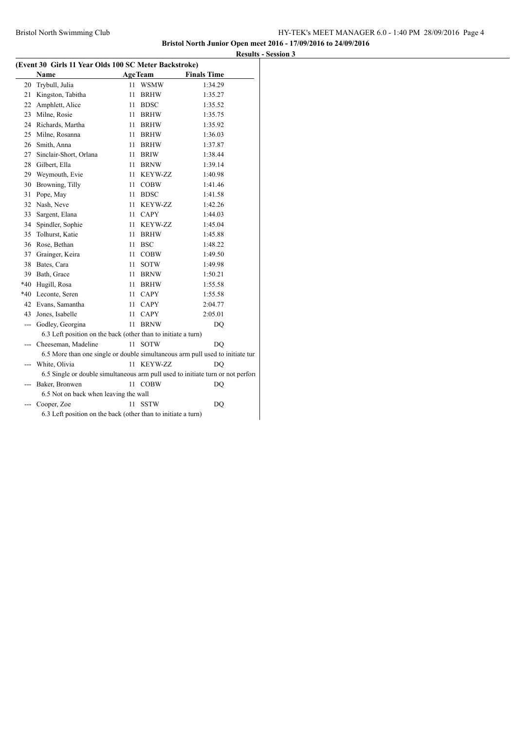**Bristol North Junior Open meet 2016 - 17/09/2016 to 24/09/2016**

**Results - Session 3**

**(Event 30 Girls 11 Year Olds 100 SC Meter Backstroke)**

| | Name | Age | Team | Finals Time |
|---|---|---|---|---|
| 20 | Trybull, Julia | 11 | WSMW | 1:34.29 |
| 21 | Kingston, Tabitha | 11 | BRHW | 1:35.27 |
| 22 | Amphlett, Alice | 11 | BDSC | 1:35.52 |
| 23 | Milne, Rosie | 11 | BRHW | 1:35.75 |
| 24 | Richards, Martha | 11 | BRHW | 1:35.92 |
| 25 | Milne, Rosanna | 11 | BRHW | 1:36.03 |
| 26 | Smith, Anna | 11 | BRHW | 1:37.87 |
| 27 | Sinclair-Short, Orlana | 11 | BRIW | 1:38.44 |
| 28 | Gilbert, Ella | 11 | BRNW | 1:39.14 |
| 29 | Weymouth, Evie | 11 | KEYW-ZZ | 1:40.98 |
| 30 | Browning, Tilly | 11 | COBW | 1:41.46 |
| 31 | Pope, May | 11 | BDSC | 1:41.58 |
| 32 | Nash, Neve | 11 | KEYW-ZZ | 1:42.26 |
| 33 | Sargent, Elana | 11 | CAPY | 1:44.03 |
| 34 | Spindler, Sophie | 11 | KEYW-ZZ | 1:45.04 |
| 35 | Tolhurst, Katie | 11 | BRHW | 1:45.88 |
| 36 | Rose, Bethan | 11 | BSC | 1:48.22 |
| 37 | Grainger, Keira | 11 | COBW | 1:49.50 |
| 38 | Bates, Cara | 11 | SOTW | 1:49.98 |
| 39 | Bath, Grace | 11 | BRNW | 1:50.21 |
| *40 | Hugill, Rosa | 11 | BRHW | 1:55.58 |
| *40 | Leconte, Seren | 11 | CAPY | 1:55.58 |
| 42 | Evans, Samantha | 11 | CAPY | 2:04.77 |
| 43 | Jones, Isabelle | 11 | CAPY | 2:05.01 |
| --- | Godley, Georgina | 11 | BRNW | DQ |
| | 6.3 Left position on the back (other than to initiate a turn) | | | |
| --- | Cheeseman, Madeline | 11 | SOTW | DQ |
| | 6.5 More than one single or double simultaneous arm pull used to initiate tur | | | |
| --- | White, Olivia | 11 | KEYW-ZZ | DQ |
| | 6.5 Single or double simultaneous arm pull used to initiate turn or not perforı | | | |
| --- | Baker, Bronwen | 11 | COBW | DQ |
| | 6.5 Not on back when leaving the wall | | | |
| --- | Cooper, Zoe | 11 | SSTW | DQ |
| | 6.3 Left position on the back (other than to initiate a turn) | | | |